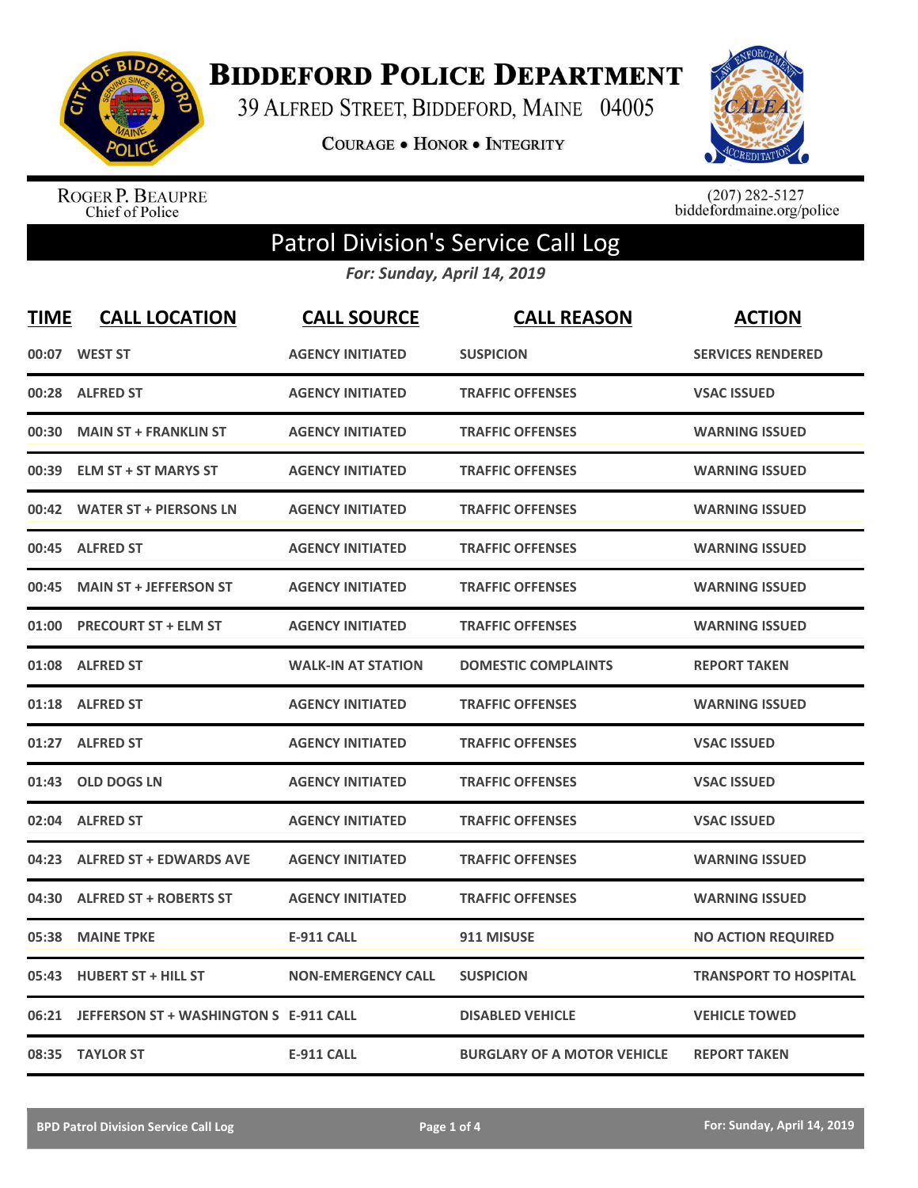# Biddeford Police Department

39 Alfred Street, Biddeford, Maine 04005

**Courage • Honor • Integrity**

Roger P. Beaupre
Chief of Police

(207) 282-5127
biddefordmaine.org/police

## Patrol Division's Service Call Log

*For: Sunday, April 14, 2019*

| TIME | CALL LOCATION | CALL SOURCE | CALL REASON | ACTION |
|---|---|---|---|---|
| 00:07 | WEST ST | AGENCY INITIATED | SUSPICION | SERVICES RENDERED |
| 00:28 | ALFRED ST | AGENCY INITIATED | TRAFFIC OFFENSES | VSAC ISSUED |
| 00:30 | MAIN ST + FRANKLIN ST | AGENCY INITIATED | TRAFFIC OFFENSES | WARNING ISSUED |
| 00:39 | ELM ST + ST MARYS ST | AGENCY INITIATED | TRAFFIC OFFENSES | WARNING ISSUED |
| 00:42 | WATER ST + PIERSONS LN | AGENCY INITIATED | TRAFFIC OFFENSES | WARNING ISSUED |
| 00:45 | ALFRED ST | AGENCY INITIATED | TRAFFIC OFFENSES | WARNING ISSUED |
| 00:45 | MAIN ST + JEFFERSON ST | AGENCY INITIATED | TRAFFIC OFFENSES | WARNING ISSUED |
| 01:00 | PRECOURT ST + ELM ST | AGENCY INITIATED | TRAFFIC OFFENSES | WARNING ISSUED |
| 01:08 | ALFRED ST | WALK-IN AT STATION | DOMESTIC COMPLAINTS | REPORT TAKEN |
| 01:18 | ALFRED ST | AGENCY INITIATED | TRAFFIC OFFENSES | WARNING ISSUED |
| 01:27 | ALFRED ST | AGENCY INITIATED | TRAFFIC OFFENSES | VSAC ISSUED |
| 01:43 | OLD DOGS LN | AGENCY INITIATED | TRAFFIC OFFENSES | VSAC ISSUED |
| 02:04 | ALFRED ST | AGENCY INITIATED | TRAFFIC OFFENSES | VSAC ISSUED |
| 04:23 | ALFRED ST + EDWARDS AVE | AGENCY INITIATED | TRAFFIC OFFENSES | WARNING ISSUED |
| 04:30 | ALFRED ST + ROBERTS ST | AGENCY INITIATED | TRAFFIC OFFENSES | WARNING ISSUED |
| 05:38 | MAINE TPKE | E-911 CALL | 911 MISUSE | NO ACTION REQUIRED |
| 05:43 | HUBERT ST + HILL ST | NON-EMERGENCY CALL | SUSPICION | TRANSPORT TO HOSPITAL |
| 06:21 | JEFFERSON ST + WASHINGTON S | E-911 CALL | DISABLED VEHICLE | VEHICLE TOWED |
| 08:35 | TAYLOR ST | E-911 CALL | BURGLARY OF A MOTOR VEHICLE | REPORT TAKEN |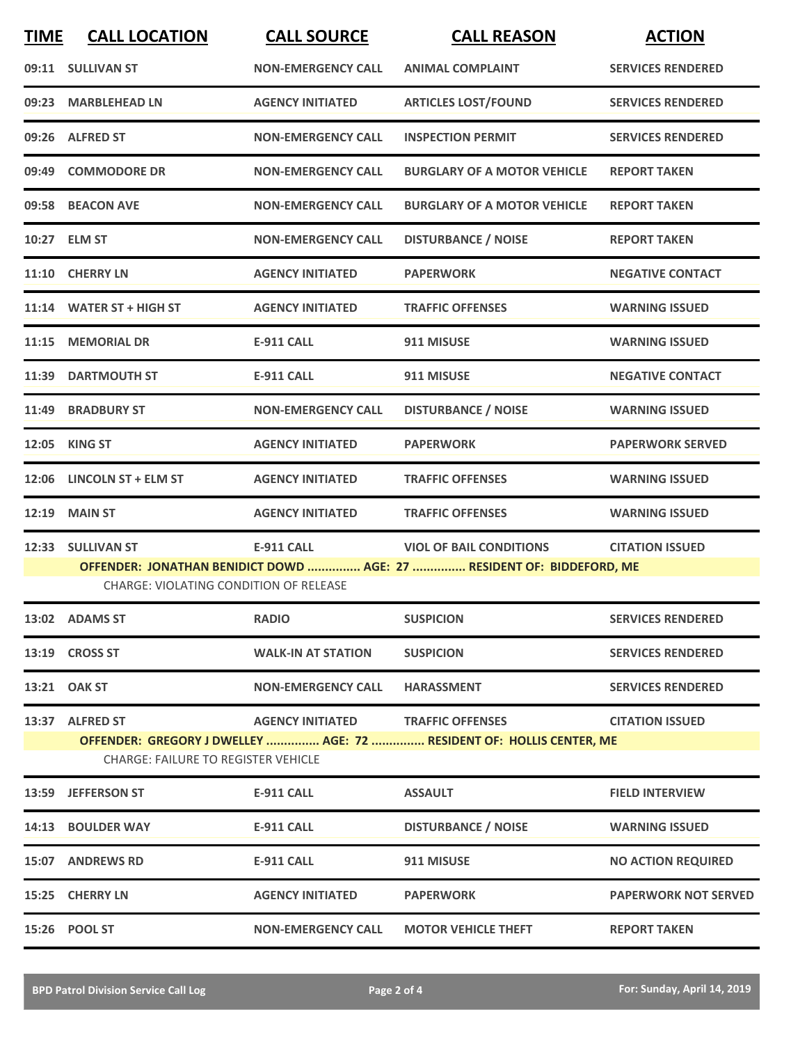| TIME | CALL LOCATION | CALL SOURCE | CALL REASON | ACTION |
|---|---|---|---|---|
| 09:11 | SULLIVAN ST | NON-EMERGENCY CALL | ANIMAL COMPLAINT | SERVICES RENDERED |
| 09:23 | MARBLEHEAD LN | AGENCY INITIATED | ARTICLES LOST/FOUND | SERVICES RENDERED |
| 09:26 | ALFRED ST | NON-EMERGENCY CALL | INSPECTION PERMIT | SERVICES RENDERED |
| 09:49 | COMMODORE DR | NON-EMERGENCY CALL | BURGLARY OF A MOTOR VEHICLE | REPORT TAKEN |
| 09:58 | BEACON AVE | NON-EMERGENCY CALL | BURGLARY OF A MOTOR VEHICLE | REPORT TAKEN |
| 10:27 | ELM ST | NON-EMERGENCY CALL | DISTURBANCE / NOISE | REPORT TAKEN |
| 11:10 | CHERRY LN | AGENCY INITIATED | PAPERWORK | NEGATIVE CONTACT |
| 11:14 | WATER ST + HIGH ST | AGENCY INITIATED | TRAFFIC OFFENSES | WARNING ISSUED |
| 11:15 | MEMORIAL DR | E-911 CALL | 911 MISUSE | WARNING ISSUED |
| 11:39 | DARTMOUTH ST | E-911 CALL | 911 MISUSE | NEGATIVE CONTACT |
| 11:49 | BRADBURY ST | NON-EMERGENCY CALL | DISTURBANCE / NOISE | WARNING ISSUED |
| 12:05 | KING ST | AGENCY INITIATED | PAPERWORK | PAPERWORK SERVED |
| 12:06 | LINCOLN ST + ELM ST | AGENCY INITIATED | TRAFFIC OFFENSES | WARNING ISSUED |
| 12:19 | MAIN ST | AGENCY INITIATED | TRAFFIC OFFENSES | WARNING ISSUED |
| 12:33 | SULLIVAN ST | E-911 CALL | VIOL OF BAIL CONDITIONS | CITATION ISSUED |
| | **OFFENDER: JONATHAN BENIDICT DOWD ............... AGE: 27 ............... RESIDENT OF: BIDDEFORD, ME** | | | |
| | CHARGE: VIOLATING CONDITION OF RELEASE | | | |
| 13:02 | ADAMS ST | RADIO | SUSPICION | SERVICES RENDERED |
| 13:19 | CROSS ST | WALK-IN AT STATION | SUSPICION | SERVICES RENDERED |
| 13:21 | OAK ST | NON-EMERGENCY CALL | HARASSMENT | SERVICES RENDERED |
| 13:37 | ALFRED ST | AGENCY INITIATED | TRAFFIC OFFENSES | CITATION ISSUED |
| | **OFFENDER: GREGORY J DWELLEY ............... AGE: 72 ............... RESIDENT OF: HOLLIS CENTER, ME** | | | |
| | CHARGE: FAILURE TO REGISTER VEHICLE | | | |
| 13:59 | JEFFERSON ST | E-911 CALL | ASSAULT | FIELD INTERVIEW |
| 14:13 | BOULDER WAY | E-911 CALL | DISTURBANCE / NOISE | WARNING ISSUED |
| 15:07 | ANDREWS RD | E-911 CALL | 911 MISUSE | NO ACTION REQUIRED |
| 15:25 | CHERRY LN | AGENCY INITIATED | PAPERWORK | PAPERWORK NOT SERVED |
| 15:26 | POOL ST | NON-EMERGENCY CALL | MOTOR VEHICLE THEFT | REPORT TAKEN |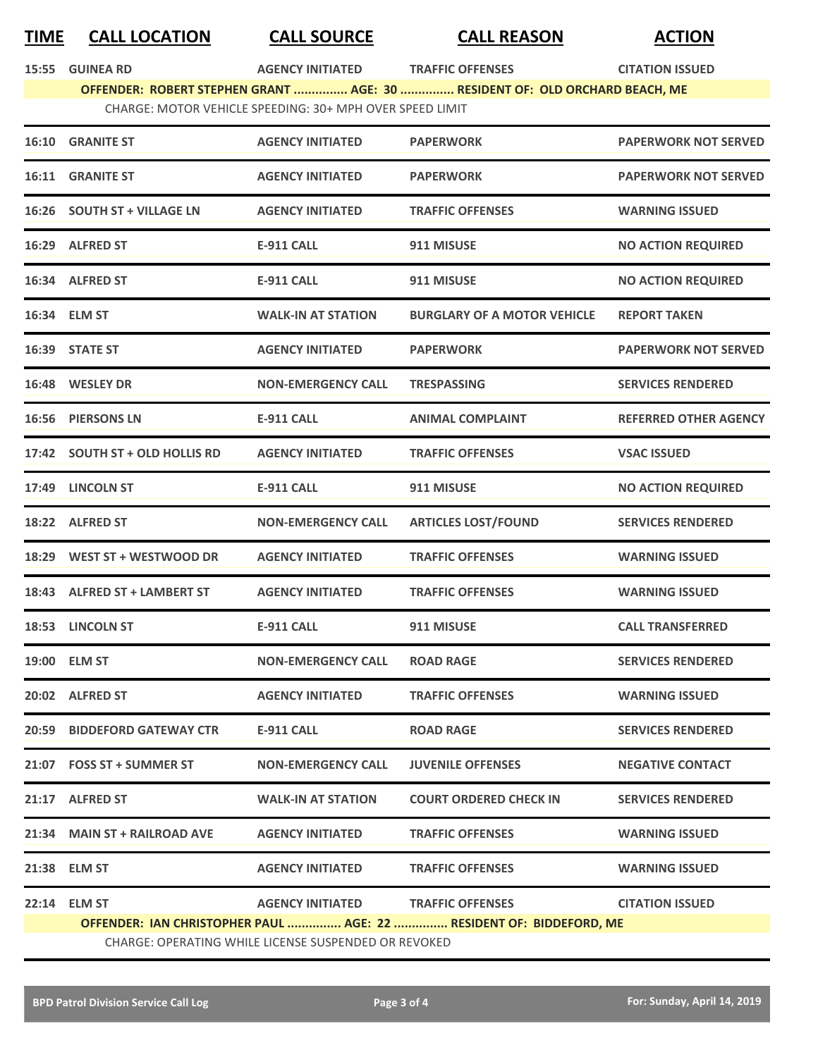| TIME | CALL LOCATION | CALL SOURCE | CALL REASON | ACTION |
|---|---|---|---|---|
| 15:55 | GUINEA RD | AGENCY INITIATED | TRAFFIC OFFENSES | CITATION ISSUED |
| | **OFFENDER: ROBERT STEPHEN GRANT ............... AGE: 30 ............... RESIDENT OF: OLD ORCHARD BEACH, ME** | | | |
| | CHARGE: MOTOR VEHICLE SPEEDING: 30+ MPH OVER SPEED LIMIT | | | |
| 16:10 | GRANITE ST | AGENCY INITIATED | PAPERWORK | PAPERWORK NOT SERVED |
| 16:11 | GRANITE ST | AGENCY INITIATED | PAPERWORK | PAPERWORK NOT SERVED |
| 16:26 | SOUTH ST + VILLAGE LN | AGENCY INITIATED | TRAFFIC OFFENSES | WARNING ISSUED |
| 16:29 | ALFRED ST | E-911 CALL | 911 MISUSE | NO ACTION REQUIRED |
| 16:34 | ALFRED ST | E-911 CALL | 911 MISUSE | NO ACTION REQUIRED |
| 16:34 | ELM ST | WALK-IN AT STATION | BURGLARY OF A MOTOR VEHICLE | REPORT TAKEN |
| 16:39 | STATE ST | AGENCY INITIATED | PAPERWORK | PAPERWORK NOT SERVED |
| 16:48 | WESLEY DR | NON-EMERGENCY CALL | TRESPASSING | SERVICES RENDERED |
| 16:56 | PIERSONS LN | E-911 CALL | ANIMAL COMPLAINT | REFERRED OTHER AGENCY |
| 17:42 | SOUTH ST + OLD HOLLIS RD | AGENCY INITIATED | TRAFFIC OFFENSES | VSAC ISSUED |
| 17:49 | LINCOLN ST | E-911 CALL | 911 MISUSE | NO ACTION REQUIRED |
| 18:22 | ALFRED ST | NON-EMERGENCY CALL | ARTICLES LOST/FOUND | SERVICES RENDERED |
| 18:29 | WEST ST + WESTWOOD DR | AGENCY INITIATED | TRAFFIC OFFENSES | WARNING ISSUED |
| 18:43 | ALFRED ST + LAMBERT ST | AGENCY INITIATED | TRAFFIC OFFENSES | WARNING ISSUED |
| 18:53 | LINCOLN ST | E-911 CALL | 911 MISUSE | CALL TRANSFERRED |
| 19:00 | ELM ST | NON-EMERGENCY CALL | ROAD RAGE | SERVICES RENDERED |
| 20:02 | ALFRED ST | AGENCY INITIATED | TRAFFIC OFFENSES | WARNING ISSUED |
| 20:59 | BIDDEFORD GATEWAY CTR | E-911 CALL | ROAD RAGE | SERVICES RENDERED |
| 21:07 | FOSS ST + SUMMER ST | NON-EMERGENCY CALL | JUVENILE OFFENSES | NEGATIVE CONTACT |
| 21:17 | ALFRED ST | WALK-IN AT STATION | COURT ORDERED CHECK IN | SERVICES RENDERED |
| 21:34 | MAIN ST + RAILROAD AVE | AGENCY INITIATED | TRAFFIC OFFENSES | WARNING ISSUED |
| 21:38 | ELM ST | AGENCY INITIATED | TRAFFIC OFFENSES | WARNING ISSUED |
| 22:14 | ELM ST | AGENCY INITIATED | TRAFFIC OFFENSES | CITATION ISSUED |
| | **OFFENDER: IAN CHRISTOPHER PAUL ............... AGE: 22 ............... RESIDENT OF: BIDDEFORD, ME** | | | |
| | CHARGE: OPERATING WHILE LICENSE SUSPENDED OR REVOKED | | | |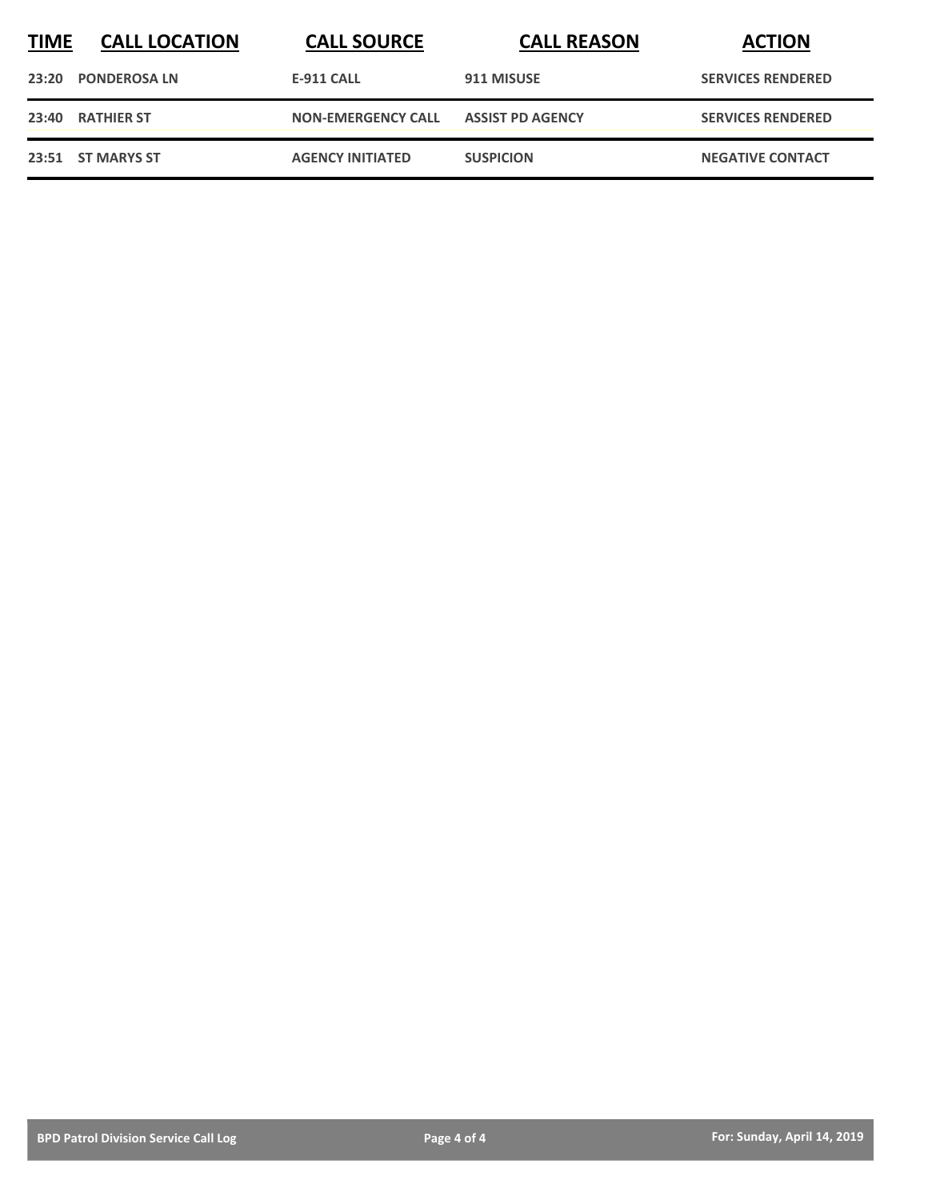| TIME | CALL LOCATION | CALL SOURCE | CALL REASON | ACTION |
|---|---|---|---|---|
| 23:20 | PONDEROSA LN | E-911 CALL | 911 MISUSE | SERVICES RENDERED |
| 23:40 | RATHIER ST | NON-EMERGENCY CALL | ASSIST PD AGENCY | SERVICES RENDERED |
| 23:51 | ST MARYS ST | AGENCY INITIATED | SUSPICION | NEGATIVE CONTACT |